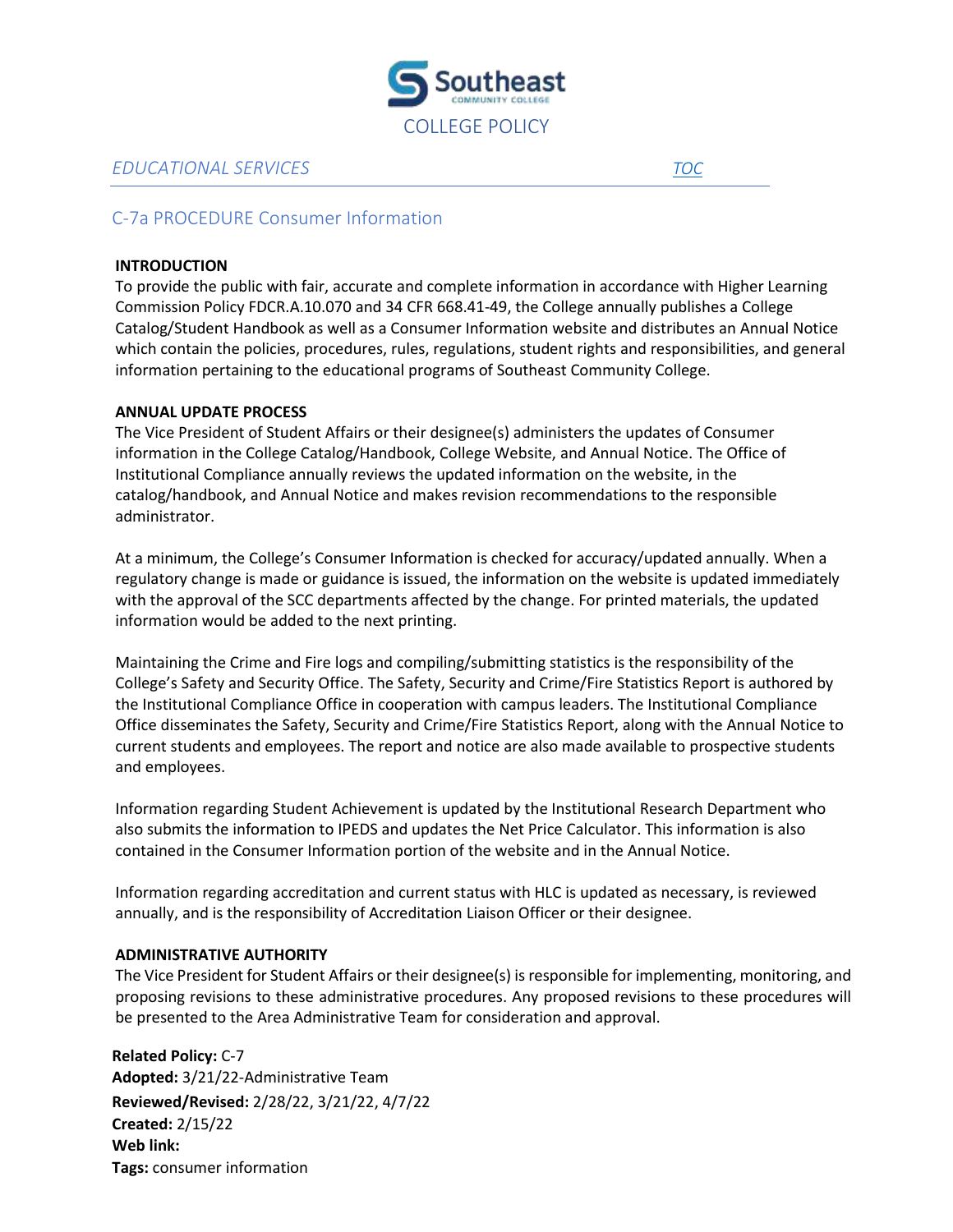Southeast Community College

COLLEGE POLICY

*EDUCATIONAL SERVICES* [TOC]

## C-7a PROCEDURE Consumer Information

**INTRODUCTION**

To provide the public with fair, accurate and complete information in accordance with Higher Learning Commission Policy FDCR.A.10.070 and 34 CFR 668.41-49, the College annually publishes a College Catalog/Student Handbook as well as a Consumer Information website and distributes an Annual Notice which contain the policies, procedures, rules, regulations, student rights and responsibilities, and general information pertaining to the educational programs of Southeast Community College.

**ANNUAL UPDATE PROCESS**

The Vice President of Student Affairs or their designee(s) administers the updates of Consumer information in the College Catalog/Handbook, College Website, and Annual Notice. The Office of Institutional Compliance annually reviews the updated information on the website, in the catalog/handbook, and Annual Notice and makes revision recommendations to the responsible administrator.

At a minimum, the College's Consumer Information is checked for accuracy/updated annually. When a regulatory change is made or guidance is issued, the information on the website is updated immediately with the approval of the SCC departments affected by the change. For printed materials, the updated information would be added to the next printing.

Maintaining the Crime and Fire logs and compiling/submitting statistics is the responsibility of the College's Safety and Security Office. The Safety, Security and Crime/Fire Statistics Report is authored by the Institutional Compliance Office in cooperation with campus leaders. The Institutional Compliance Office disseminates the Safety, Security and Crime/Fire Statistics Report, along with the Annual Notice to current students and employees. The report and notice are also made available to prospective students and employees.

Information regarding Student Achievement is updated by the Institutional Research Department who also submits the information to IPEDS and updates the Net Price Calculator. This information is also contained in the Consumer Information portion of the website and in the Annual Notice.

Information regarding accreditation and current status with HLC is updated as necessary, is reviewed annually, and is the responsibility of Accreditation Liaison Officer or their designee.

**ADMINISTRATIVE AUTHORITY**

The Vice President for Student Affairs or their designee(s) is responsible for implementing, monitoring, and proposing revisions to these administrative procedures. Any proposed revisions to these procedures will be presented to the Area Administrative Team for consideration and approval.

**Related Policy:** C-7
**Adopted:** 3/21/22-Administrative Team
**Reviewed/Revised:** 2/28/22, 3/21/22, 4/7/22
**Created:** 2/15/22
**Web link:**
**Tags:** consumer information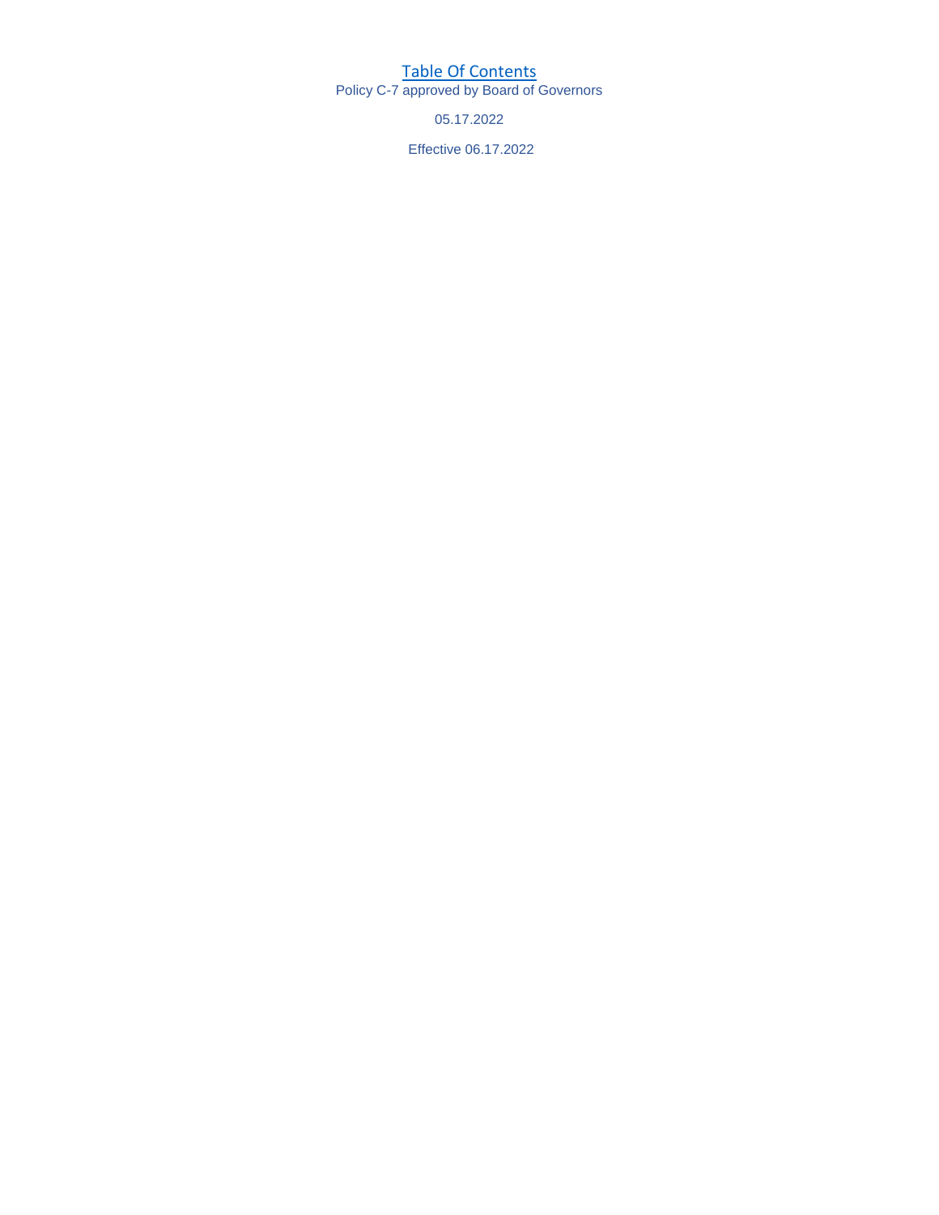[Table Of Contents]

Policy C-7 approved by Board of Governors

05.17.2022

Effective 06.17.2022